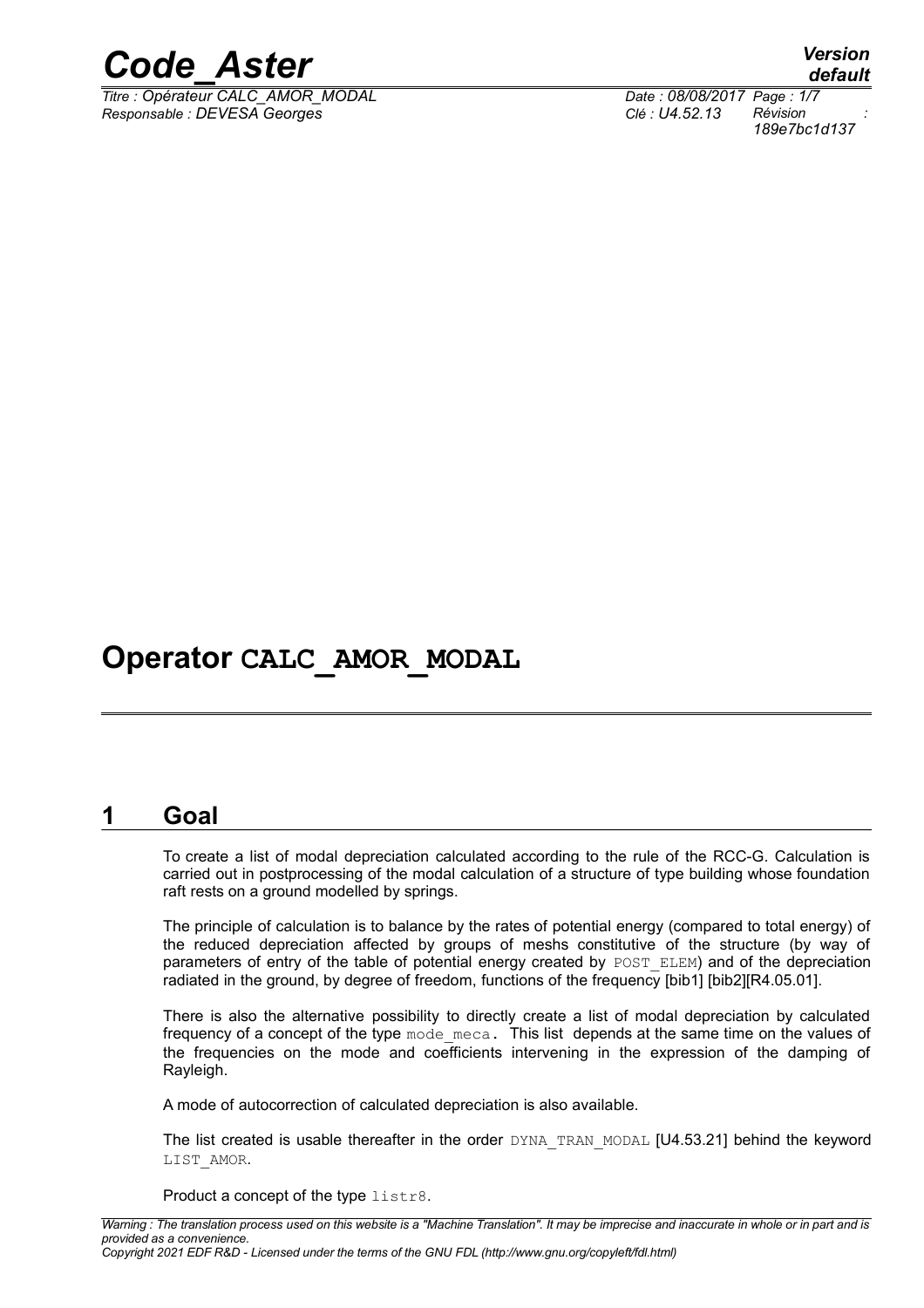# Operator CALC_AMOR_MODAL

## 1 Goal

To create a list of modal depreciation calculated according to the rule of the RCC-G. Calculation is carried out in postprocessing of the modal calculation of a structure of type building whose foundation raft rests on a ground modelled by springs.

The principle of calculation is to balance by the rates of potential energy (compared to total energy) of the reduced depreciation affected by groups of meshs constitutive of the structure (by way of parameters of entry of the table of potential energy created by POST_ELEM) and of the depreciation radiated in the ground, by degree of freedom, functions of the frequency [bib1] [bib2][R4.05.01].

There is also the alternative possibility to directly create a list of modal depreciation by calculated frequency of a concept of the type mode_meca. This list depends at the same time on the values of the frequencies on the mode and coefficients intervening in the expression of the damping of Rayleigh.

A mode of autocorrection of calculated depreciation is also available.

The list created is usable thereafter in the order DYNA_TRAN_MODAL [U4.53.21] behind the keyword LIST_AMOR.

Product a concept of the type listr8.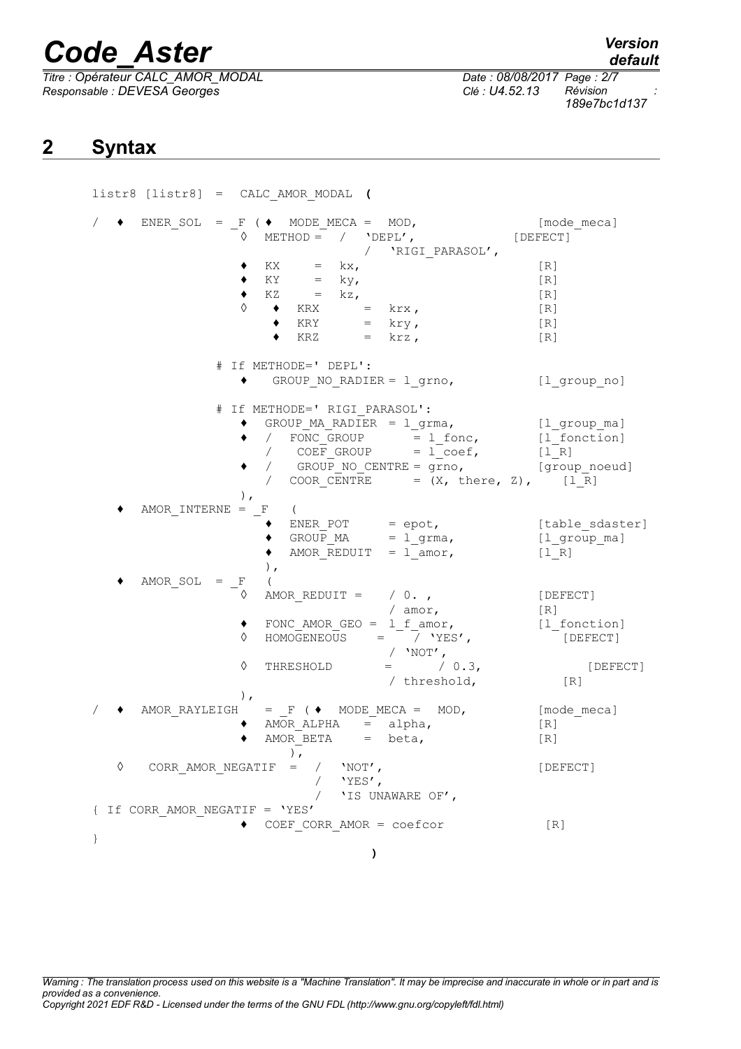## 2 Syntax

```
listr8 [listr8] =  CALC_AMOR_MODAL (

/  ♦  ENER_SOL  = _F ( ♦  MODE_MECA =  MOD,                [mode_meca]
                  ◊  METHOD =  /  'DEPL',              [DEFECT]
                               /  'RIGI_PARASOL',
                  ♦  KX     =  kx,                         [R]
                  ♦  KY     =  ky,                         [R]
                  ♦  KZ     =  kz,                         [R]
                  ◊   ♦  KRX      =  krx,                  [R]
                      ♦  KRY      =  kry,                  [R]
                      ♦  KRZ      =  krz,                  [R]

               # If METHODE=' DEPL':
                  ♦    GROUP_NO_RADIER = l_grno,          [l_group_no]

               # If METHODE=' RIGI_PARASOL':
                  ♦  GROUP_MA_RADIER  = l_grma,          [l_group_ma]
                  ♦  /  FONC_GROUP       = l_fonc,       [l_fonction]
                     /   COEF_GROUP      = l_coef,       [l_R]
                  ♦  /   GROUP_NO_CENTRE = grno,         [group_noeud]
                     /  COOR_CENTRE      = (X, there, Z),    [l_R]
                  ),
   ♦  AMOR_INTERNE = _F   (
                      ♦  ENER_POT      = epot,            [table_sdaster]
                      ♦  GROUP_MA      = l_grma,          [l_group_ma]
                      ♦  AMOR_REDUIT   = l_amor,          [l_R]
                      ),
   ♦  AMOR_SOL  = _F   (
                  ◊  AMOR_REDUIT =    / 0. ,              [DEFECT]
                                      / amor,             [R]
                  ♦  FONC_AMOR_GEO = l_f_amor,            [l_fonction]
                  ◊  HOMOGENEOUS    =    / 'YES',            [DEFECT]
                                      / 'NOT',
                  ◊  THRESHOLD       =       / 0.3,              [DEFECT]
                                      / threshold,          [R]
                  ),
/  ♦  AMOR_RAYLEIGH    = _F ( ♦  MODE_MECA =  MOD,        [mode_meca]
                  ♦  AMOR_ALPHA    =  alpha,              [R]
                  ♦  AMOR_BETA     =  beta,               [R]
                      ),
   ◊   CORR_AMOR_NEGATIF  =  /   'NOT',                   [DEFECT]
                             /   'YES',
                             /   'IS UNAWARE OF',
{ If CORR_AMOR_NEGATIF = 'YES'
                  ♦  COEF_CORR_AMOR = coefcor              [R]
}
                                    )
```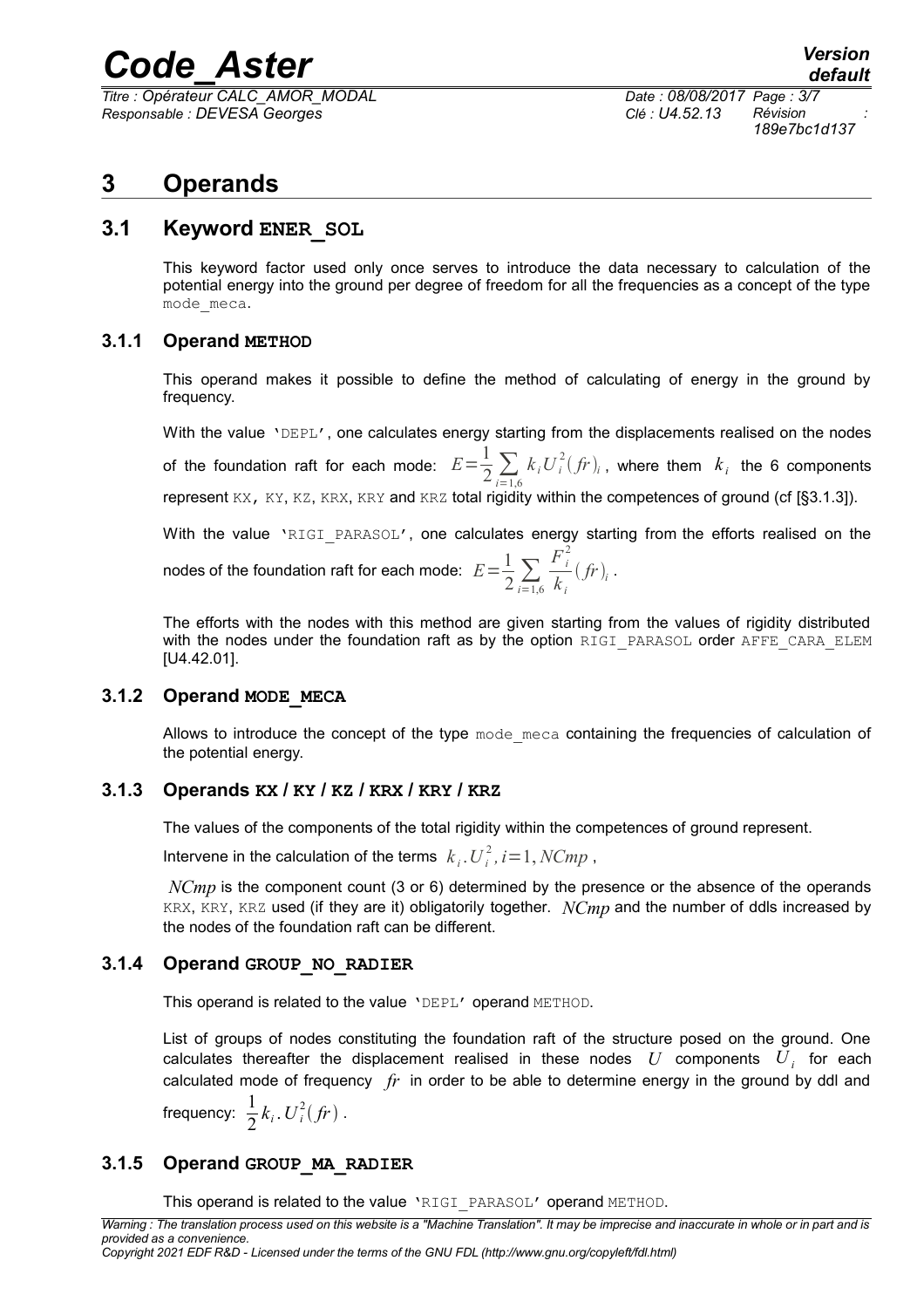# 3 Operands

## 3.1 Keyword ENER_SOL

This keyword factor used only once serves to introduce the data necessary to calculation of the potential energy into the ground per degree of freedom for all the frequencies as a concept of the type mode_meca.

### 3.1.1 Operand METHOD

This operand makes it possible to define the method of calculating of energy in the ground by frequency.

With the value 'DEPL', one calculates energy starting from the displacements realised on the nodes of the foundation raft for each mode: $E=\frac{1}{2}\sum_{i=1,6} k_i U_i^2(fr)_i$, where them $k_i$ the 6 components represent KX, KY, KZ, KRX, KRY and KRZ total rigidity within the competences of ground (cf [§3.1.3]).

With the value 'RIGI_PARASOL', one calculates energy starting from the efforts realised on the nodes of the foundation raft for each mode: $E=\frac{1}{2}\sum_{i=1,6} \frac{F_i^2}{k_i}(fr)_i$.

The efforts with the nodes with this method are given starting from the values of rigidity distributed with the nodes under the foundation raft as by the option RIGI_PARASOL order AFFE_CARA_ELEM [U4.42.01].

### 3.1.2 Operand MODE_MECA

Allows to introduce the concept of the type mode_meca containing the frequencies of calculation of the potential energy.

### 3.1.3 Operands KX / KY / KZ / KRX / KRY / KRZ

The values of the components of the total rigidity within the competences of ground represent.

Intervene in the calculation of the terms $k_i . U_i^2, i=1, NCmp$,

$NCmp$ is the component count (3 or 6) determined by the presence or the absence of the operands KRX, KRY, KRZ used (if they are it) obligatorily together. $NCmp$ and the number of ddls increased by the nodes of the foundation raft can be different.

### 3.1.4 Operand GROUP_NO_RADIER

This operand is related to the value 'DEPL' operand METHOD.

List of groups of nodes constituting the foundation raft of the structure posed on the ground. One calculates thereafter the displacement realised in these nodes $U$ components $U_i$ for each calculated mode of frequency $fr$ in order to be able to determine energy in the ground by ddl and frequency: $\frac{1}{2}k_i . U_i^2(fr)$.

### 3.1.5 Operand GROUP_MA_RADIER

This operand is related to the value 'RIGI_PARASOL' operand METHOD.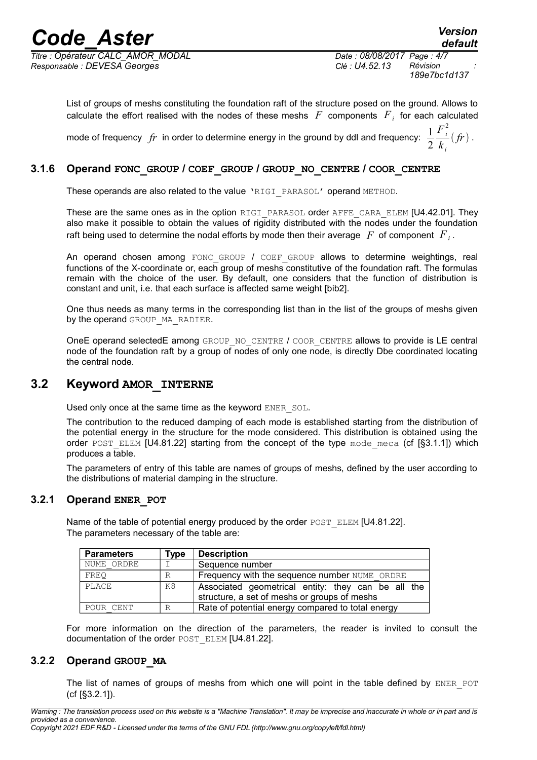List of groups of meshs constituting the foundation raft of the structure posed on the ground. Allows to calculate the effort realised with the nodes of these meshs $F$ components $F_i$ for each calculated mode of frequency $fr$ in order to determine energy in the ground by ddl and frequency: $\frac{1}{2}\frac{F_i^2}{k_i}(fr)$.

### 3.1.6 Operand **FONC_GROUP / COEF_GROUP / GROUP_NO_CENTRE / COOR_CENTRE**

These operands are also related to the value 'RIGI_PARASOL' operand METHOD.

These are the same ones as in the option RIGI_PARASOL order AFFE_CARA_ELEM [U4.42.01]. They also make it possible to obtain the values of rigidity distributed with the nodes under the foundation raft being used to determine the nodal efforts by mode then their average $F$ of component $F_i$.

An operand chosen among FONC_GROUP / COEF_GROUP allows to determine weightings, real functions of the X-coordinate or, each group of meshs constitutive of the foundation raft. The formulas remain with the choice of the user. By default, one considers that the function of distribution is constant and unit, i.e. that each surface is affected same weight [bib2].

One thus needs as many terms in the corresponding list than in the list of the groups of meshs given by the operand GROUP_MA_RADIER.

OneE operand selectedE among GROUP_NO_CENTRE / COOR_CENTRE allows to provide is LE central node of the foundation raft by a group of nodes of only one node, is directly Dbe coordinated locating the central node.

## 3.2 Keyword **AMOR_INTERNE**

Used only once at the same time as the keyword ENER_SOL.

The contribution to the reduced damping of each mode is established starting from the distribution of the potential energy in the structure for the mode considered. This distribution is obtained using the order POST_ELEM [U4.81.22] starting from the concept of the type mode_meca (cf [§3.1.1]) which produces a table.

The parameters of entry of this table are names of groups of meshs, defined by the user according to the distributions of material damping in the structure.

### 3.2.1 Operand **ENER_POT**

Name of the table of potential energy produced by the order POST_ELEM [U4.81.22].
The parameters necessary of the table are:

| Parameters | Type | Description |
|---|---|---|
| NUME_ORDRE | I | Sequence number |
| FREQ | R | Frequency with the sequence number NUME_ORDRE |
| PLACE | K8 | Associated geometrical entity: they can be all the structure, a set of meshs or groups of meshs |
| POUR_CENT | R | Rate of potential energy compared to total energy |

For more information on the direction of the parameters, the reader is invited to consult the documentation of the order POST_ELEM [U4.81.22].

### 3.2.2 Operand **GROUP_MA**

The list of names of groups of meshs from which one will point in the table defined by ENER_POT (cf [§3.2.1]).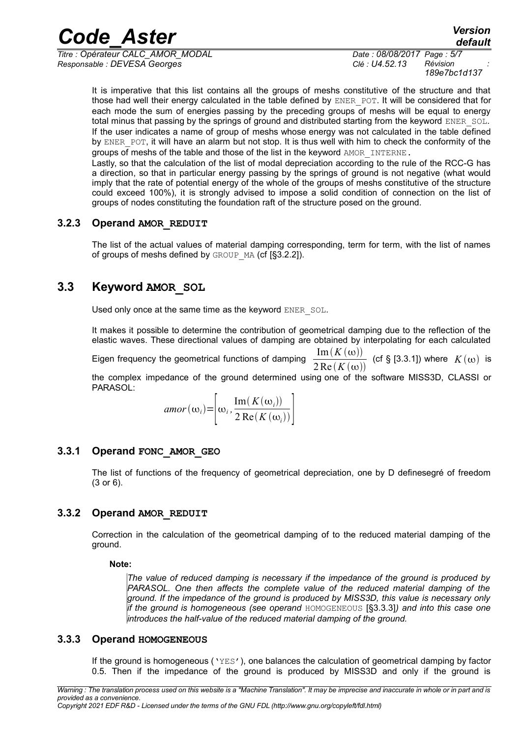It is imperative that this list contains all the groups of meshs constitutive of the structure and that those had well their energy calculated in the table defined by ENER_POT. It will be considered that for each mode the sum of energies passing by the preceding groups of meshs will be equal to energy total minus that passing by the springs of ground and distributed starting from the keyword ENER_SOL. If the user indicates a name of group of meshs whose energy was not calculated in the table defined by ENER_POT, it will have an alarm but not stop. It is thus well with him to check the conformity of the groups of meshs of the table and those of the list in the keyword AMOR_INTERNE.

Lastly, so that the calculation of the list of modal depreciation according to the rule of the RCC-G has a direction, so that in particular energy passing by the springs of ground is not negative (what would imply that the rate of potential energy of the whole of the groups of meshs constitutive of the structure could exceed 100%), it is strongly advised to impose a solid condition of connection on the list of groups of nodes constituting the foundation raft of the structure posed on the ground.

### 3.2.3 Operand AMOR_REDUIT

The list of the actual values of material damping corresponding, term for term, with the list of names of groups of meshs defined by GROUP_MA (cf [§3.2.2]).

## 3.3 Keyword AMOR_SOL

Used only once at the same time as the keyword ENER_SOL.

It makes it possible to determine the contribution of geometrical damping due to the reflection of the elastic waves. These directional values of damping are obtained by interpolating for each calculated Eigen frequency the geometrical functions of damping $\frac{\mathrm{Im}(K(\omega))}{2\,\mathrm{Re}(K(\omega))}$ (cf § [3.3.1]) where $K(\omega)$ is the complex impedance of the ground determined using one of the software MISS3D, CLASSI or PARASOL:

$$amor(\omega_i)=\left[\omega_i,\frac{\mathrm{Im}(K(\omega_i))}{2\,\mathrm{Re}(K(\omega_i))}\right]$$

### 3.3.1 Operand FONC_AMOR_GEO

The list of functions of the frequency of geometrical depreciation, one by D definesegré of freedom (3 or 6).

### 3.3.2 Operand AMOR_REDUIT

Correction in the calculation of the geometrical damping of to the reduced material damping of the ground.

**Note:**

*The value of reduced damping is necessary if the impedance of the ground is produced by PARASOL. One then affects the complete value of the reduced material damping of the ground. If the impedance of the ground is produced by MISS3D, this value is necessary only if the ground is homogeneous (see operand* HOMOGENEOUS *[§3.3.3]) and into this case one introduces the half-value of the reduced material damping of the ground.*

### 3.3.3 Operand HOMOGENEOUS

If the ground is homogeneous ('YES'), one balances the calculation of geometrical damping by factor 0.5. Then if the impedance of the ground is produced by MISS3D and only if the ground is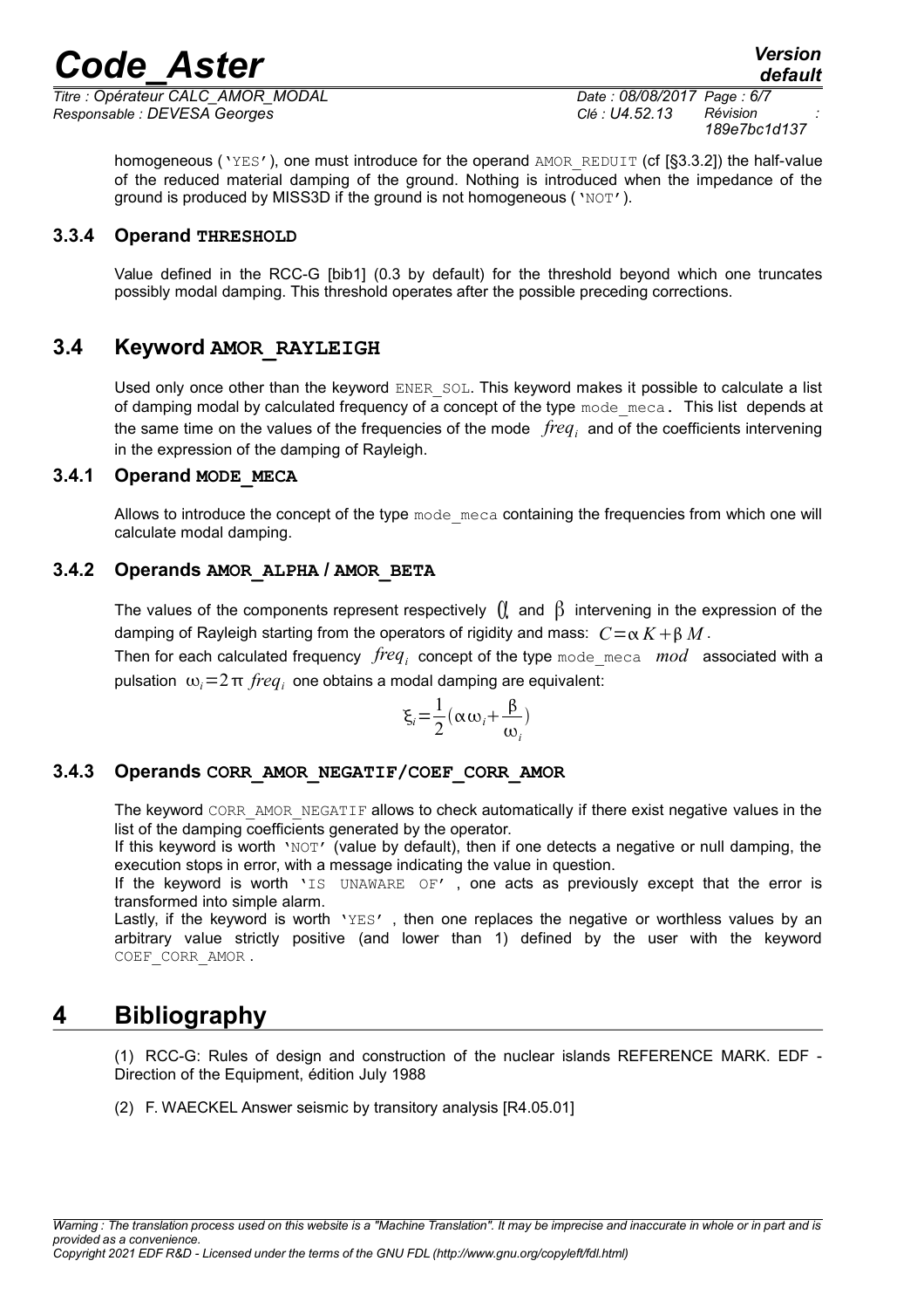homogeneous ('YES'), one must introduce for the operand AMOR_REDUIT (cf [§3.3.2]) the half-value of the reduced material damping of the ground. Nothing is introduced when the impedance of the ground is produced by MISS3D if the ground is not homogeneous ('NOT').

### 3.3.4 Operand **THRESHOLD**

Value defined in the RCC-G [bib1] (0.3 by default) for the threshold beyond which one truncates possibly modal damping. This threshold operates after the possible preceding corrections.

## 3.4 Keyword **AMOR_RAYLEIGH**

Used only once other than the keyword ENER_SOL. This keyword makes it possible to calculate a list of damping modal by calculated frequency of a concept of the type mode_meca. This list depends at the same time on the values of the frequencies of the mode $freq_i$ and of the coefficients intervening in the expression of the damping of Rayleigh.

### 3.4.1 Operand **MODE_MECA**

Allows to introduce the concept of the type mode_meca containing the frequencies from which one will calculate modal damping.

### 3.4.2 Operands **AMOR_ALPHA** / **AMOR_BETA**

The values of the components represent respectively $\alpha$ and $\beta$ intervening in the expression of the damping of Rayleigh starting from the operators of rigidity and mass: $C=\alpha K+\beta M$.

Then for each calculated frequency $freq_i$ concept of the type mode_meca $mod$ associated with a pulsation $\omega_i=2\pi \; freq_i$ one obtains a modal damping are equivalent:

$$\xi_i=\frac{1}{2}(\alpha\omega_i+\frac{\beta}{\omega_i})$$

### 3.4.3 Operands **CORR_AMOR_NEGATIF/COEF_CORR_AMOR**

The keyword CORR_AMOR_NEGATIF allows to check automatically if there exist negative values in the list of the damping coefficients generated by the operator.

If this keyword is worth 'NOT' (value by default), then if one detects a negative or null damping, the execution stops in error, with a message indicating the value in question.

If the keyword is worth 'IS UNAWARE OF', one acts as previously except that the error is transformed into simple alarm.

Lastly, if the keyword is worth 'YES', then one replaces the negative or worthless values by an arbitrary value strictly positive (and lower than 1) defined by the user with the keyword COEF_CORR_AMOR.

# 4 Bibliography

(1) RCC-G: Rules of design and construction of the nuclear islands REFERENCE MARK. EDF - Direction of the Equipment, édition July 1988

(2) F. WAECKEL Answer seismic by transitory analysis [R4.05.01]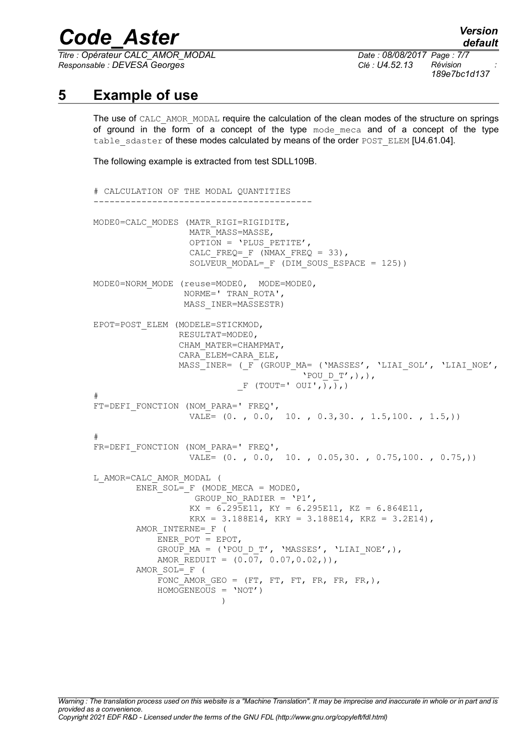## 5 Example of use

The use of CALC_AMOR_MODAL require the calculation of the clean modes of the structure on springs of ground in the form of a concept of the type mode_meca and of a concept of the type table_sdaster of these modes calculated by means of the order POST_ELEM [U4.61.04].

The following example is extracted from test SDLL109B.

```
# CALCULATION OF THE MODAL QUANTITIES
-----------------------------------------

MODE0=CALC_MODES (MATR_RIGI=RIGIDITE,
                  MATR_MASS=MASSE,
                  OPTION = 'PLUS_PETITE',
                  CALC_FREQ=_F (NMAX_FREQ = 33),
                  SOLVEUR_MODAL=_F (DIM_SOUS_ESPACE = 125))

MODE0=NORM_MODE (reuse=MODE0,  MODE=MODE0,
                 NORME=' TRAN_ROTA',
                 MASS_INER=MASSESTR)

EPOT=POST_ELEM (MODELE=STICKMOD,
                RESULTAT=MODE0,
                CHAM_MATER=CHAMPMAT,
                CARA_ELEM=CARA_ELE,
                MASS_INER= (_F (GROUP_MA= ('MASSES', 'LIAI_SOL', 'LIAI_NOE',
                                           'POU_D_T',),),
                            _F (TOUT=' OUI',),),)
#
FT=DEFI_FONCTION (NOM_PARA=' FREQ',
                  VALE= (0. , 0.0,  10. , 0.3,30. , 1.5,100. , 1.5,))

#
FR=DEFI_FONCTION (NOM_PARA=' FREQ',
                  VALE= (0. , 0.0,  10. , 0.05,30. , 0.75,100. , 0.75,))

L_AMOR=CALC_AMOR_MODAL (
        ENER_SOL=_F (MODE_MECA = MODE0,
                   GROUP_NO_RADIER = 'P1',
                  KX = 6.295E11, KY = 6.295E11, KZ = 6.864E11,
                  KRX = 3.188E14, KRY = 3.188E14, KRZ = 3.2E14),
        AMOR_INTERNE=_F (
            ENER_POT = EPOT,
            GROUP_MA = ('POU_D_T', 'MASSES', 'LIAI_NOE',),
            AMOR_REDUIT = (0.07, 0.07,0.02,)),
        AMOR_SOL=_F (
            FONC_AMOR_GEO = (FT, FT, FT, FR, FR, FR,),
            HOMOGENEOUS = 'NOT')
                       )
```